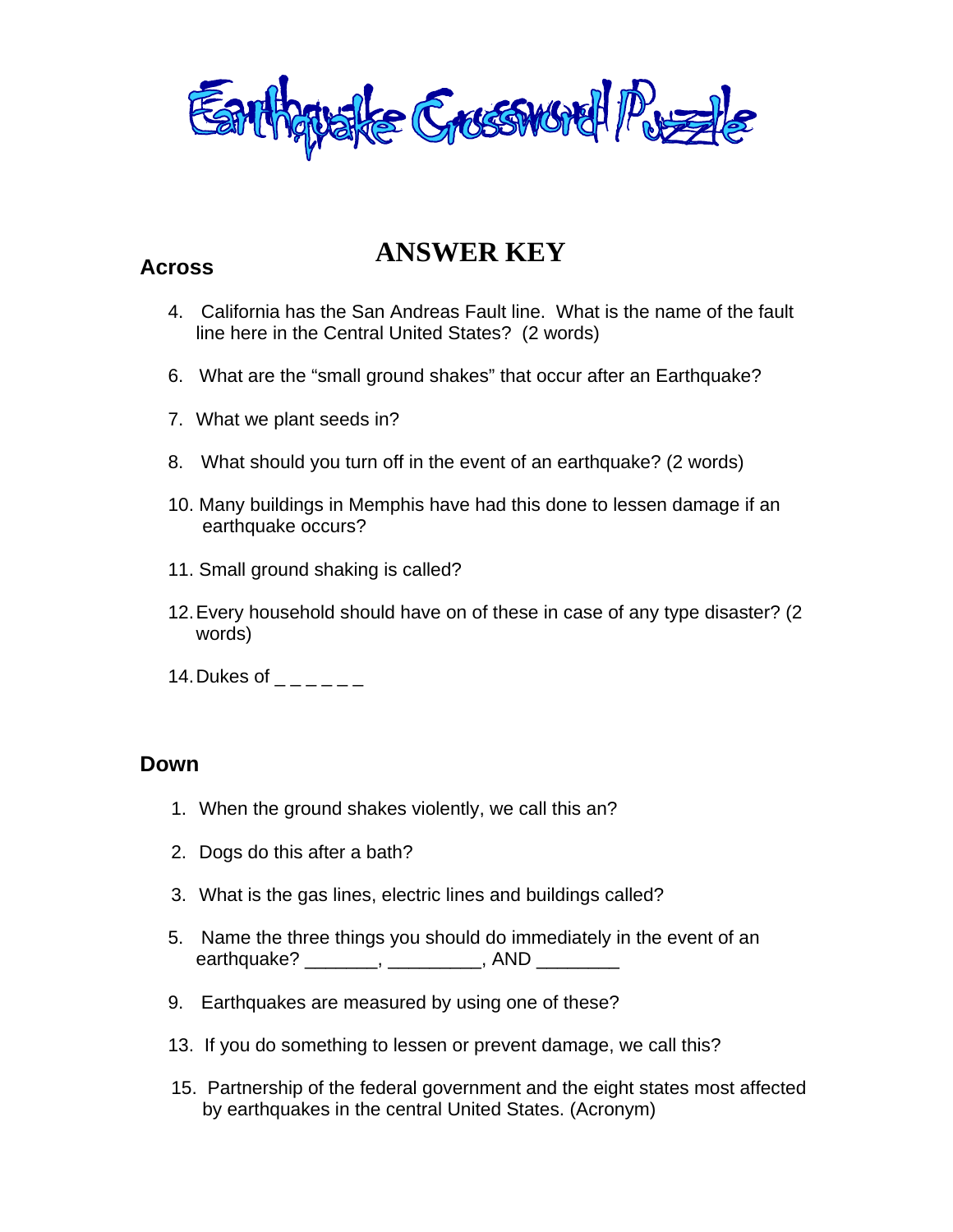# Earthquake Crossword Puzzle

## ANSWER KEY

### Across

4. California has the San Andreas Fault line. What is the name of the fault line here in the Central United States? (2 words)

6. What are the "small ground shakes" that occur after an Earthquake?

7. What we plant seeds in?

8. What should you turn off in the event of an earthquake? (2 words)

10. Many buildings in Memphis have had this done to lessen damage if an earthquake occurs?

11. Small ground shaking is called?

12. Every household should have on of these in case of any type disaster? (2 words)

14. Dukes of _ _ _ _ _ _

### Down

1. When the ground shakes violently, we call this an?

2. Dogs do this after a bath?

3. What is the gas lines, electric lines and buildings called?

5. Name the three things you should do immediately in the event of an earthquake? _______, _________, AND ________

9. Earthquakes are measured by using one of these?

13. If you do something to lessen or prevent damage, we call this?

15. Partnership of the federal government and the eight states most affected by earthquakes in the central United States. (Acronym)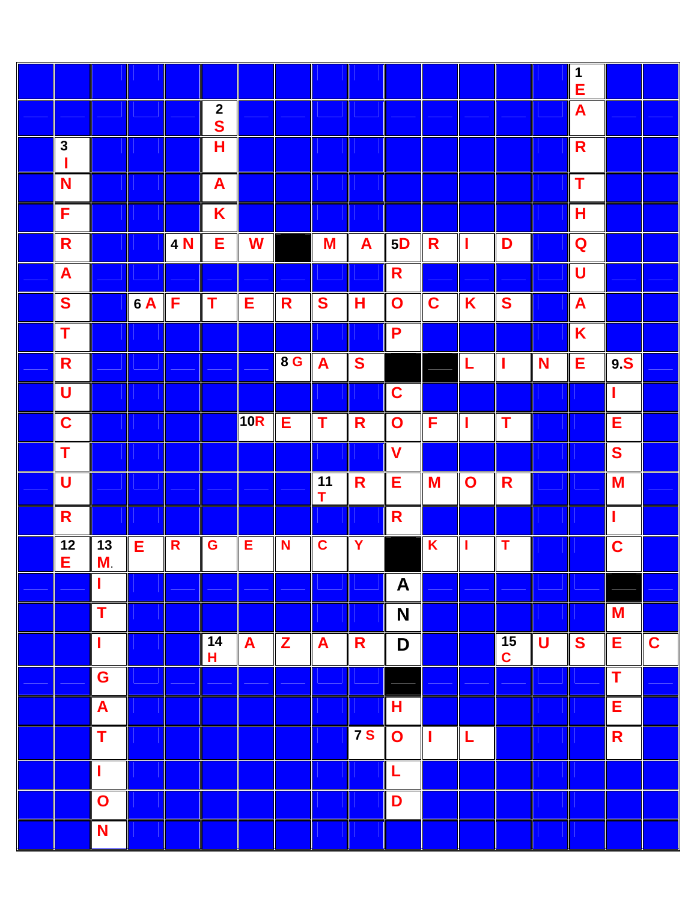| | | | | | | | | | | | | | | | | | |
|---|---|---|---|---|---|---|---|---|---|---|---|---|---|---|---|---|---|
| | | | | | | | | | | | | | | | 1 E | | |
| | | | | | 2 S | | | | | | | | | | A | | |
| | 3 I | | | | H | | | | | | | | | | R | | |
| | N | | | | A | | | | | | | | | | T | | |
| | F | | | | K | | | | | | | | | | H | | |
| | R | | | 4 N | E | W | | M | A | 5 D | R | I | D | | Q | | |
| | A | | | | | | | | | R | | | | | U | | |
| | S | | 6 A | F | T | E | R | S | H | O | C | K | S | | A | | |
| | T | | | | | | | | | P | | | | | K | | |
| | R | | | | | | 8 G | A | S | | | L | I | N | E | 9 S | |
| | U | | | | | | | | | C | | | | | | I | |
| | C | | | | | 10 R | E | T | R | O | F | I | T | | | E | |
| | T | | | | | | | | | V | | | | | | S | |
| | U | | | | | | | 11 T | R | E | M | O | R | | | M | |
| | R | | | | | | | | | R | | | | | | I | |
| | 12 E | 13 M | E | R | G | E | N | C | Y | | K | I | T | | | C | |
| | | I | | | | | | | | A | | | | | | | |
| | | T | | | | | | | | N | | | | | | M | |
| | | I | | | 14 H | A | Z | A | R | D | | | 15 C | U | S | E | C |
| | | G | | | | | | | | | | | | | | T | |
| | | A | | | | | | | | H | | | | | | E | |
| | | T | | | | | | | 7 S | O | I | L | | | | R | |
| | | I | | | | | | | | L | | | | | | | |
| | | O | | | | | | | | D | | | | | | | |
| | | N | | | | | | | | | | | | | | | |